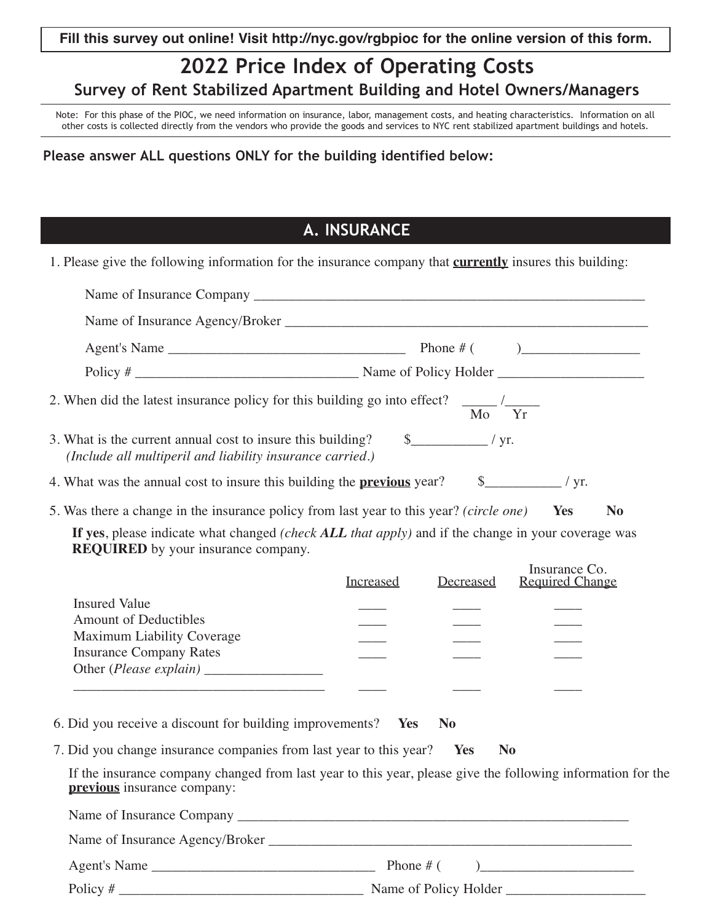**Fill this survey out online! Visit http://nyc.gov/rgbpioc for the online version of this form.**

# 2022 Price Index of Operating Costs

## Survey of Rent Stabilized Apartment Building and Hotel Owners/Managers

Note: For this phase of the PIOC, we need information on insurance, labor, management costs, and heating characteristics. Information on all other costs is collected directly from the vendors who provide the goods and services to NYC rent stabilized apartment buildings and hotels.

**Please answer ALL questions ONLY for the building identified below:**

## A. INSURANCE

1. Please give the following information for the insurance company that **currently** insures this building:

   Name of Insurance Company ___________________________________________________________

   Name of Insurance Agency/Broker ______________________________________________________

   Agent's Name __________________________________ Phone # (          )_________________

   Policy # ________________________________ Name of Policy Holder _____________________

2. When did the latest insurance policy for this building go into effect? _____ /_____
   Mo Yr

3. What is the current annual cost to insure this building? $___________ / yr.
   *(Include all multiperil and liability insurance carried.)*

4. What was the annual cost to insure this building the **previous** year? $___________ / yr.

5. Was there a change in the insurance policy from last year to this year? *(circle one)* **Yes** **No**

   **If yes**, please indicate what changed *(check **ALL** that apply)* and if the change in your coverage was **REQUIRED** by your insurance company.

| | Increased | Decreased | Insurance Co. Required Change |
|---|---|---|---|
| Insured Value | ____ | ____ | ____ |
| Amount of Deductibles | ____ | ____ | ____ |
| Maximum Liability Coverage | ____ | ____ | ____ |
| Insurance Company Rates | ____ | ____ | ____ |
| Other (*Please explain*) _________________ ___________________________________ | ____ | ____ | ____ |

6. Did you receive a discount for building improvements? **Yes** **No**

7. Did you change insurance companies from last year to this year? **Yes** **No**

   If the insurance company changed from last year to this year, please give the following information for the **previous** insurance company:

   Name of Insurance Company ___________________________________________________________

   Name of Insurance Agency/Broker ______________________________________________________

   Agent's Name ________________________________ Phone # (          )______________________

   Policy # ___________________________________ Name of Policy Holder ____________________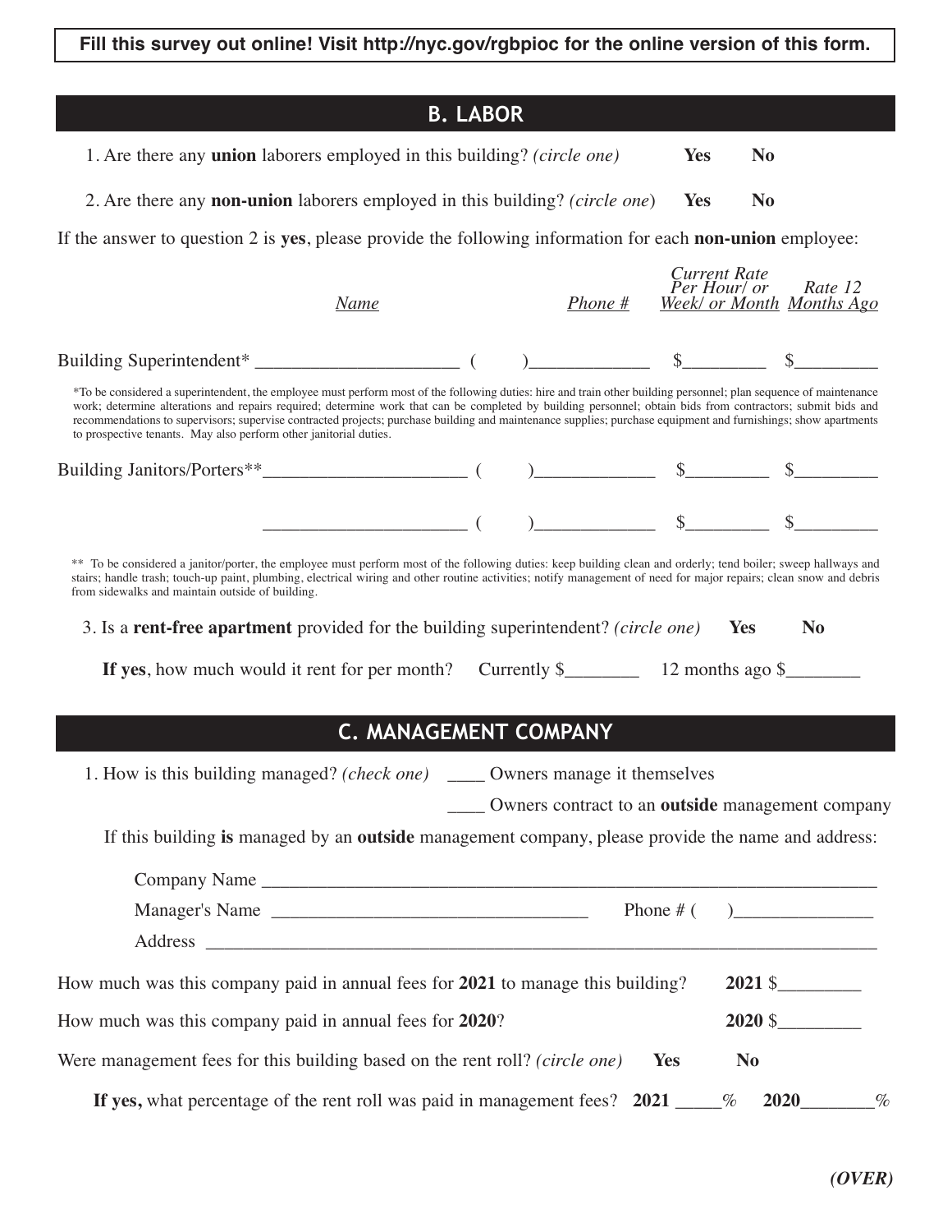**Fill this survey out online! Visit http://nyc.gov/rgbpioc for the online version of this form.**

## B. LABOR

1. Are there any **union** laborers employed in this building? *(circle one)* **Yes** **No**

2. Are there any **non-union** laborers employed in this building? *(circle one)* **Yes** **No**

If the answer to question 2 is **yes**, please provide the following information for each **non-union** employee:

| | *Name* | *Phone #* | *Current Rate Per Hour/ or Week/ or Month* | *Rate 12 Months Ago* |
|---|---|---|---|---|
| Building Superintendent* | ______________________ | (   )_____________ | $_________ | $_________ |

*To be considered a superintendent, the employee must perform most of the following duties: hire and train other building personnel; plan sequence of maintenance work; determine alterations and repairs required; determine work that can be completed by building personnel; obtain bids from contractors; submit bids and recommendations to supervisors; supervise contracted projects; purchase building and maintenance supplies; purchase equipment and furnishings; show apartments to prospective tenants. May also perform other janitorial duties.

| | *Name* | *Phone #* | *Current Rate Per Hour/ or Week/ or Month* | *Rate 12 Months Ago* |
|---|---|---|---|---|
| Building Janitors/Porters** | ______________________ | (   )_____________ | $_________ | $_________ |
| | ______________________ | (   )_____________ | $_________ | $_________ |

** To be considered a janitor/porter, the employee must perform most of the following duties: keep building clean and orderly; tend boiler; sweep hallways and stairs; handle trash; touch-up paint, plumbing, electrical wiring and other routine activities; notify management of need for major repairs; clean snow and debris from sidewalks and maintain outside of building.

3. Is a **rent-free apartment** provided for the building superintendent? *(circle one)* **Yes** **No**

**If yes**, how much would it rent for per month? Currently $________ 12 months ago $________

## C. MANAGEMENT COMPANY

1. How is this building managed? *(check one)* ____ Owners manage it themselves

   ____ Owners contract to an **outside** management company

If this building **is** managed by an **outside** management company, please provide the name and address:

Company Name ______________________________________________________________________

Manager's Name ___________________________________ Phone # (   )_______________

Address ___________________________________________________________________________

How much was this company paid in annual fees for **2021** to manage this building? **2021** $_________

How much was this company paid in annual fees for **2020**? **2020** $_________

Were management fees for this building based on the rent roll? *(circle one)* **Yes** **No**

**If yes,** what percentage of the rent roll was paid in management fees? **2021** _____% **2020**________%

***(OVER)***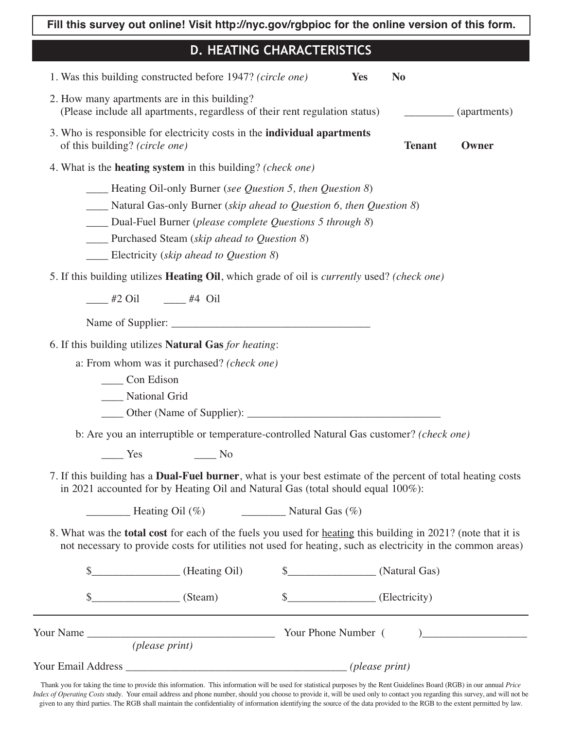**Fill this survey out online! Visit http://nyc.gov/rgbpioc for the online version of this form.**

## D. HEATING CHARACTERISTICS

1. Was this building constructed before 1947? *(circle one)* **Yes** **No**

2. How many apartments are in this building?
   (Please include all apartments, regardless of their rent regulation status) _________ (apartments)

3. Who is responsible for electricity costs in the **individual apartments** of this building? *(circle one)* **Tenant** **Owner**

4. What is the **heating system** in this building? *(check one)*

   ____ Heating Oil-only Burner (*see Question 5, then Question 8*)

   ____ Natural Gas-only Burner (*skip ahead to Question 6, then Question 8*)

   ____ Dual-Fuel Burner (*please complete Questions 5 through 8*)

   ____ Purchased Steam (*skip ahead to Question 8*)

   ____ Electricity (*skip ahead to Question 8*)

5. If this building utilizes **Heating Oil**, which grade of oil is *currently* used? *(check one)*

   ____ #2 Oil ____ #4 Oil

   Name of Supplier: ____________________________________

6. If this building utilizes **Natural Gas** *for heating*:

   a: From whom was it purchased? *(check one)*

   ____ Con Edison

   ____ National Grid

   ____ Other (Name of Supplier): ___________________________________

   b: Are you an interruptible or temperature-controlled Natural Gas customer? *(check one)*

   ____ Yes ____ No

7. If this building has a **Dual-Fuel burner**, what is your best estimate of the percent of total heating costs in 2021 accounted for by Heating Oil and Natural Gas (total should equal 100%):

   ________ Heating Oil (%) ________ Natural Gas (%)

8. What was the **total cost** for each of the fuels you used for heating this building in 2021? (note that it is not necessary to provide costs for utilities not used for heating, such as electricity in the common areas)

   $_______________ (Heating Oil) $_______________ (Natural Gas)

   $_______________ (Steam) $_______________ (Electricity)

---

Your Name __________________________________ *(please print)* Your Phone Number ( )___________________

Your Email Address ________________________________________ *(please print)*

Thank you for taking the time to provide this information. This information will be used for statistical purposes by the Rent Guidelines Board (RGB) in our annual *Price Index of Operating Costs* study. Your email address and phone number, should you choose to provide it, will be used only to contact you regarding this survey, and will not be given to any third parties. The RGB shall maintain the confidentiality of information identifying the source of the data provided to the RGB to the extent permitted by law.